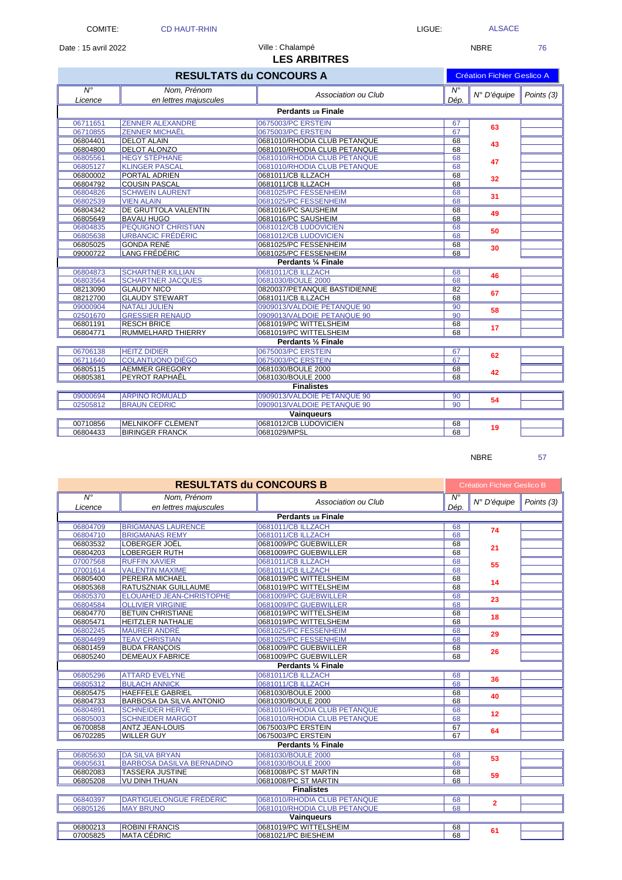COMITE: CD HAUT-RHIN LIGUE: ALSACE

Date : 15 avril 2022 Ville : Chalampé NBRE 76

## LES ARBITRES

## RESULTATS du CONCOURS A

Création Fichier Geslico A

| N° Licence | Nom, Prénom en lettres majuscules | Association ou Club | N° Dép. | N° D'équipe | Points (3) |
|---|---|---|---|---|---|
| **Perdants 1/8 Finale** | | | | | |
| 06711651 | ZENNER ALEXANDRE | 0675003/PC ERSTEIN | 67 | 63 | |
| 06710855 | ZENNER MICHAËL | 0675003/PC ERSTEIN | 67 | | |
| 06804401 | DELOT ALAIN | 0681010/RHODIA CLUB PETANQUE | 68 | 43 | |
| 06804800 | DELOT ALONZO | 0681010/RHODIA CLUB PETANQUE | 68 | | |
| 06805561 | HEGY STÉPHANE | 0681010/RHODIA CLUB PETANQUE | 68 | 47 | |
| 06805127 | KLINGER PASCAL | 0681010/RHODIA CLUB PETANQUE | 68 | | |
| 06800002 | PORTAL ADRIEN | 0681011/CB ILLZACH | 68 | 32 | |
| 06804792 | COUSIN PASCAL | 0681011/CB ILLZACH | 68 | | |
| 06804826 | SCHWEIN LAURENT | 0681025/PC FESSENHEIM | 68 | 31 | |
| 06802539 | VIEN ALAIN | 0681025/PC FESSENHEIM | 68 | | |
| 06804342 | DE GRUTTOLA VALENTIN | 0681016/PC SAUSHEIM | 68 | 49 | |
| 06805649 | BAVAU HUGO | 0681016/PC SAUSHEIM | 68 | | |
| 06804835 | PEQUIGNOT CHRISTIAN | 0681012/CB LUDOVICIEN | 68 | 50 | |
| 06805638 | URBANCIC FRÉDÉRIC | 0681012/CB LUDOVICIEN | 68 | | |
| 06805025 | GONDA RENÉ | 0681025/PC FESSENHEIM | 68 | 30 | |
| 09000722 | LANG FRÉDÉRIC | 0681025/PC FESSENHEIM | 68 | | |
| **Perdants ¼ Finale** | | | | | |
| 06804873 | SCHARTNER KILLIAN | 0681011/CB ILLZACH | 68 | 46 | |
| 06803564 | SCHARTNER JACQUES | 0681030/BOULE 2000 | 68 | | |
| 08213090 | GLAUDY NICO | 0820037/PETANQUE BASTIDIENNE | 82 | 67 | |
| 08212700 | GLAUDY STEWART | 0681011/CB ILLZACH | 68 | | |
| 09000904 | NATALI JULIEN | 0909013/VALDOIE PETANQUE 90 | 90 | 58 | |
| 02501670 | GRESSIER RENAUD | 0909013/VALDOIE PETANQUE 90 | 90 | | |
| 06801191 | RESCH BRICE | 0681019/PC WITTELSHEIM | 68 | 17 | |
| 06804771 | RUMMELHARD THIERRY | 0681019/PC WITTELSHEIM | 68 | | |
| **Perdants ½ Finale** | | | | | |
| 06706138 | HEITZ DIDIER | 0675003/PC ERSTEIN | 67 | 62 | |
| 06711640 | COLANTUONO DIÉGO | 0675003/PC ERSTEIN | 67 | | |
| 06805115 | AEMMER GREGORY | 0681030/BOULE 2000 | 68 | 42 | |
| 06805381 | PEYROT RAPHAËL | 0681030/BOULE 2000 | 68 | | |
| **Finalistes** | | | | | |
| 09000694 | ARPINO ROMUALD | 0909013/VALDOIE PETANQUE 90 | 90 | 54 | |
| 02505812 | BRAUN CEDRIC | 0909013/VALDOIE PETANQUE 90 | 90 | | |
| **Vainqueurs** | | | | | |
| 00710856 | MELNIKOFF CLÉMENT | 0681012/CB LUDOVICIEN | 68 | 19 | |
| 06804433 | BIRINGER FRANCK | 0681029/MPSL | 68 | | |

NBRE 57

## RESULTATS du CONCOURS B

Création Fichier Geslico B

| N° Licence | Nom, Prénom en lettres majuscules | Association ou Club | N° Dép. | N° D'équipe | Points (3) |
|---|---|---|---|---|---|
| **Perdants 1/8 Finale** | | | | | |
| 06804709 | BRIGMANAS LAURENCE | 0681011/CB ILLZACH | 68 | 74 | |
| 06804710 | BRIGMANAS REMY | 0681011/CB ILLZACH | 68 | | |
| 06803532 | LOBERGER JOËL | 0681009/PC GUEBWILLER | 68 | 21 | |
| 06804203 | LOBERGER RUTH | 0681009/PC GUEBWILLER | 68 | | |
| 07007568 | RUFFIN XAVIER | 0681011/CB ILLZACH | 68 | 55 | |
| 07001614 | VALENTIN MAXIME | 0681011/CB ILLZACH | 68 | | |
| 06805400 | PEREIRA MICHAEL | 0681019/PC WITTELSHEIM | 68 | 14 | |
| 06805368 | RATUSZNIAK GUILLAUME | 0681019/PC WITTELSHEIM | 68 | | |
| 06805370 | ELOUAHED JEAN-CHRISTOPHE | 0681009/PC GUEBWILLER | 68 | 23 | |
| 06804584 | OLLIVIER VIRGINIE | 0681009/PC GUEBWILLER | 68 | | |
| 06804770 | BETUIN CHRISTIANE | 0681019/PC WITTELSHEIM | 68 | 18 | |
| 06805471 | HEITZLER NATHALIE | 0681019/PC WITTELSHEIM | 68 | | |
| 06802245 | MAURER ANDRÉ | 0681025/PC FESSENHEIM | 68 | 29 | |
| 06804499 | TEAV CHRISTIAN | 0681025/PC FESSENHEIM | 68 | | |
| 06801459 | BUDA FRANÇOIS | 0681009/PC GUEBWILLER | 68 | 26 | |
| 06805240 | DEMEAUX FABRICE | 0681009/PC GUEBWILLER | 68 | | |
| **Perdants ¼ Finale** | | | | | |
| 06805296 | ATTARD EVELYNE | 0681011/CB ILLZACH | 68 | 36 | |
| 06805312 | BULACH ANNICK | 0681011/CB ILLZACH | 68 | | |
| 06805475 | HAEFFELE GABRIEL | 0681030/BOULE 2000 | 68 | 40 | |
| 06804733 | BARBOSA DA SILVA ANTONIO | 0681030/BOULE 2000 | 68 | | |
| 06804891 | SCHNEIDER HERVÉ | 0681010/RHODIA CLUB PETANQUE | 68 | 12 | |
| 06805003 | SCHNEIDER MARGOT | 0681010/RHODIA CLUB PETANQUE | 68 | | |
| 06700858 | ANTZ JEAN-LOUIS | 0675003/PC ERSTEIN | 67 | 64 | |
| 06702285 | WILLER GUY | 0675003/PC ERSTEIN | 67 | | |
| **Perdants ½ Finale** | | | | | |
| 06805630 | DA SILVA BRYAN | 0681030/BOULE 2000 | 68 | 53 | |
| 06805631 | BARBOSA DASILVA BERNADINO | 0681030/BOULE 2000 | 68 | | |
| 06802083 | TASSERA JUSTINE | 0681008/PC ST MARTIN | 68 | 59 | |
| 06805208 | VU DINH THUAN | 0681008/PC ST MARTIN | 68 | | |
| **Finalistes** | | | | | |
| 06840397 | DARTIGUELONGUE FRÉDÉRIC | 0681010/RHODIA CLUB PETANQUE | 68 | 2 | |
| 06805126 | MAY BRUNO | 0681010/RHODIA CLUB PETANQUE | 68 | | |
| **Vainqueurs** | | | | | |
| 06800213 | ROBINI FRANCIS | 0681019/PC WITTELSHEIM | 68 | 61 | |
| 07005825 | MATA CÉDRIC | 0681021/PC BIESHEIM | 68 | | |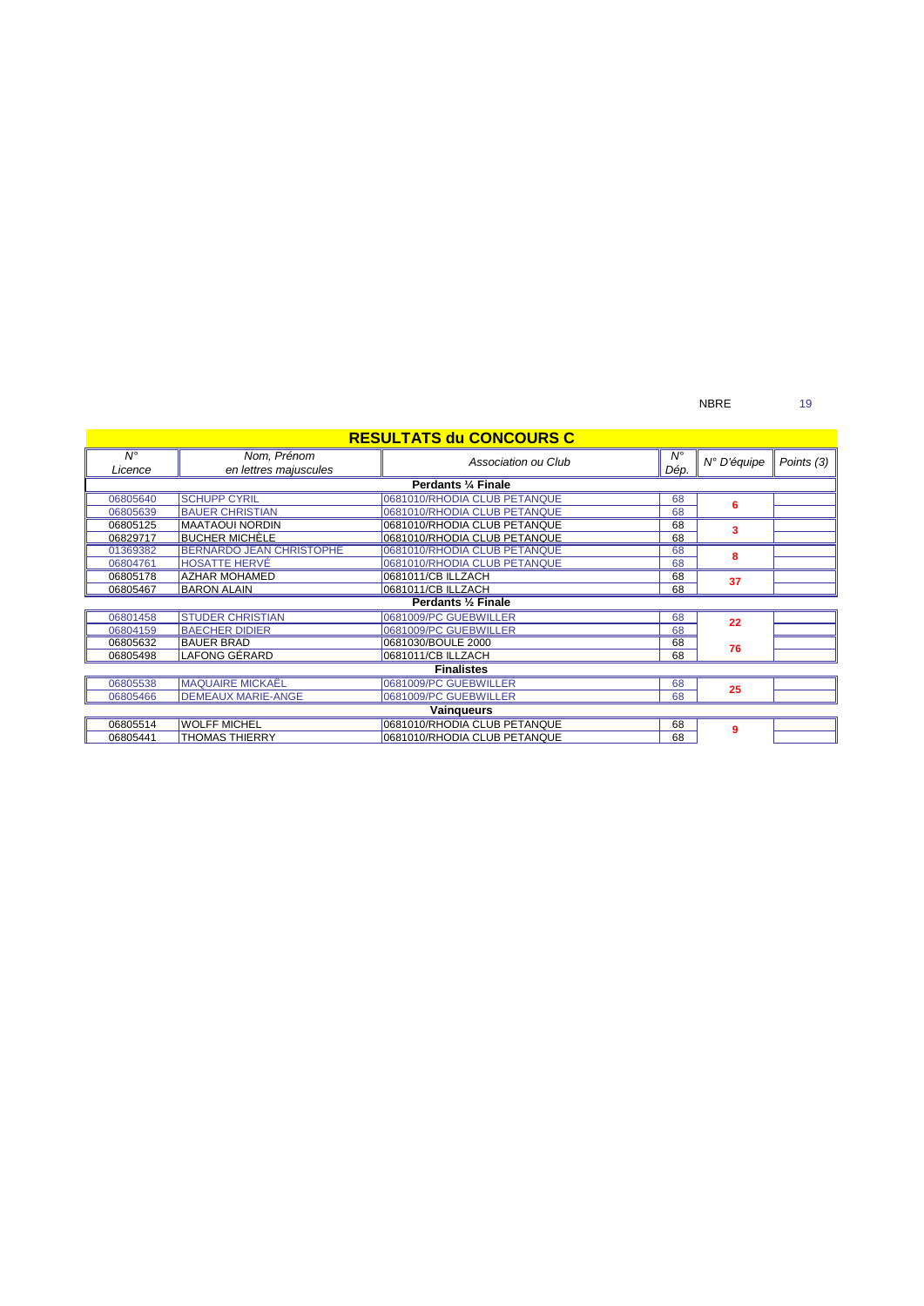NBRE 19

## RESULTATS du CONCOURS C

| N° Licence | Nom, Prénom en lettres majuscules | Association ou Club | N° Dép. | N° D'équipe | Points (3) |
|---|---|---|---|---|---|
| **Perdants ¼ Finale** | | | | | |
| 06805640 | SCHUPP CYRIL | 0681010/RHODIA CLUB PETANQUE | 68 | 6 | |
| 06805639 | BAUER CHRISTIAN | 0681010/RHODIA CLUB PETANQUE | 68 | | |
| 06805125 | MAATAOUI NORDIN | 0681010/RHODIA CLUB PETANQUE | 68 | 3 | |
| 06829717 | BUCHER MICHÈLE | 0681010/RHODIA CLUB PETANQUE | 68 | | |
| 01369382 | BERNARDO JEAN CHRISTOPHE | 0681010/RHODIA CLUB PETANQUE | 68 | 8 | |
| 06804761 | HOSATTE HERVÉ | 0681010/RHODIA CLUB PETANQUE | 68 | | |
| 06805178 | AZHAR MOHAMED | 0681011/CB ILLZACH | 68 | 37 | |
| 06805467 | BARON ALAIN | 0681011/CB ILLZACH | 68 | | |
| **Perdants ½ Finale** | | | | | |
| 06801458 | STUDER CHRISTIAN | 0681009/PC GUEBWILLER | 68 | 22 | |
| 06804159 | BAECHER DIDIER | 0681009/PC GUEBWILLER | 68 | | |
| 06805632 | BAUER BRAD | 0681030/BOULE 2000 | 68 | 76 | |
| 06805498 | LAFONG GÉRARD | 0681011/CB ILLZACH | 68 | | |
| **Finalistes** | | | | | |
| 06805538 | MAQUAIRE MICKAËL | 0681009/PC GUEBWILLER | 68 | 25 | |
| 06805466 | DEMEAUX MARIE-ANGE | 0681009/PC GUEBWILLER | 68 | | |
| **Vainqueurs** | | | | | |
| 06805514 | WOLFF MICHEL | 0681010/RHODIA CLUB PETANQUE | 68 | 9 | |
| 06805441 | THOMAS THIERRY | 0681010/RHODIA CLUB PETANQUE | 68 | | |